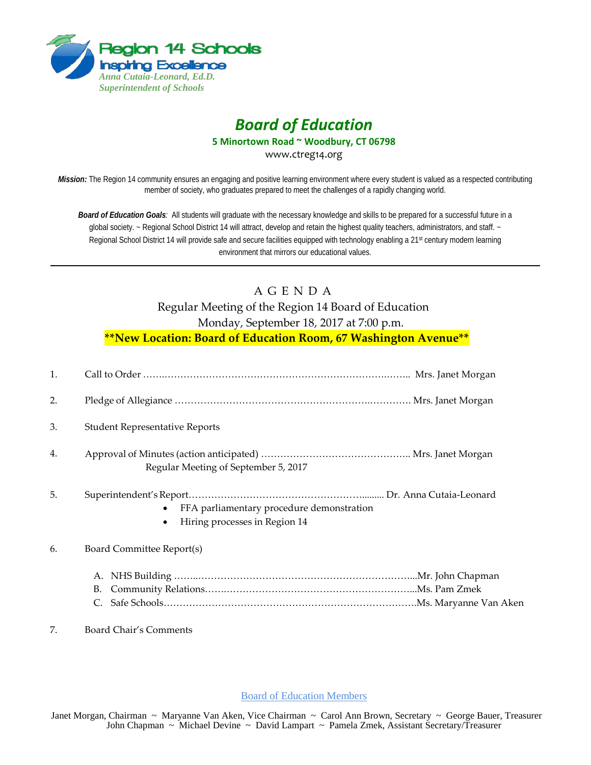Region 14 Schools
Inspiring Excellence
*Anna Cutaia-Leonard, Ed.D.*
*Superintendent of Schools*

# *Board of Education*

**5 Minortown Road ~ Woodbury, CT 06798**

www.ctreg14.org

***Mission:*** The Region 14 community ensures an engaging and positive learning environment where every student is valued as a respected contributing member of society, who graduates prepared to meet the challenges of a rapidly changing world.

***Board of Education Goals****:* All students will graduate with the necessary knowledge and skills to be prepared for a successful future in a global society. ~ Regional School District 14 will attract, develop and retain the highest quality teachers, administrators, and staff. ~ Regional School District 14 will provide safe and secure facilities equipped with technology enabling a 21st century modern learning environment that mirrors our educational values.

---

## A G E N D A

Regular Meeting of the Region 14 Board of Education
Monday, September 18, 2017 at 7:00 p.m.
**\*\*New Location: Board of Education Room, 67 Washington Avenue\*\***

1. Call to Order ……………………………………………………………………… Mrs. Janet Morgan
2. Pledge of Allegiance ……………………………………………………………… Mrs. Janet Morgan
3. Student Representative Reports
4. Approval of Minutes (action anticipated) ……………………………………….. Mrs. Janet Morgan
   Regular Meeting of September 5, 2017
5. Superintendent's Report………………………………………………………. Dr. Anna Cutaia-Leonard
   - FFA parliamentary procedure demonstration
   - Hiring processes in Region 14
6. Board Committee Report(s)
   A. NHS Building ……………………………………………………………...Mr. John Chapman
   B. Community Relations……………………………………………………...Ms. Pam Zmek
   C. Safe Schools…………………………………………………………………Ms. Maryanne Van Aken
7. Board Chair's Comments

Board of Education Members

Janet Morgan, Chairman ~ Maryanne Van Aken, Vice Chairman ~ Carol Ann Brown, Secretary ~ George Bauer, Treasurer
John Chapman ~ Michael Devine ~ David Lampart ~ Pamela Zmek, Assistant Secretary/Treasurer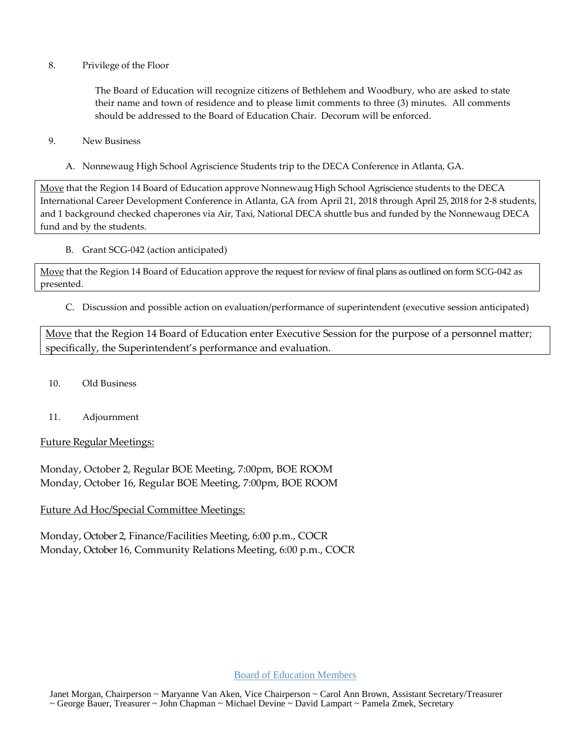8. Privilege of the Floor

   The Board of Education will recognize citizens of Bethlehem and Woodbury, who are asked to state their name and town of residence and to please limit comments to three (3) minutes. All comments should be addressed to the Board of Education Chair. Decorum will be enforced.

9. New Business

   A. Nonnewaug High School Agriscience Students trip to the DECA Conference in Atlanta, GA.

> <u>Move</u> that the Region 14 Board of Education approve Nonnewaug High School Agriscience students to the DECA International Career Development Conference in Atlanta, GA from April 21, 2018 through April 25, 2018 for 2-8 students, and 1 background checked chaperones via Air, Taxi, National DECA shuttle bus and funded by the Nonnewaug DECA fund and by the students.

   B. Grant SCG-042 (action anticipated)

> <u>Move</u> that the Region 14 Board of Education approve the request for review of final plans as outlined on form SCG-042 as presented.

   C. Discussion and possible action on evaluation/performance of superintendent (executive session anticipated)

> <u>Move</u> that the Region 14 Board of Education enter Executive Session for the purpose of a personnel matter; specifically, the Superintendent's performance and evaluation.

10. Old Business

11. Adjournment

<u>Future Regular Meetings:</u>

Monday, October 2, Regular BOE Meeting, 7:00pm, BOE ROOM
Monday, October 16, Regular BOE Meeting, 7:00pm, BOE ROOM

<u>Future Ad Hoc/Special Committee Meetings:</u>

Monday, October 2, Finance/Facilities Meeting, 6:00 p.m., COCR
Monday, October 16, Community Relations Meeting, 6:00 p.m., COCR

Board of Education Members

Janet Morgan, Chairperson ~ Maryanne Van Aken, Vice Chairperson ~ Carol Ann Brown, Assistant Secretary/Treasurer ~ George Bauer, Treasurer ~ John Chapman ~ Michael Devine ~ David Lampart ~ Pamela Zmek, Secretary